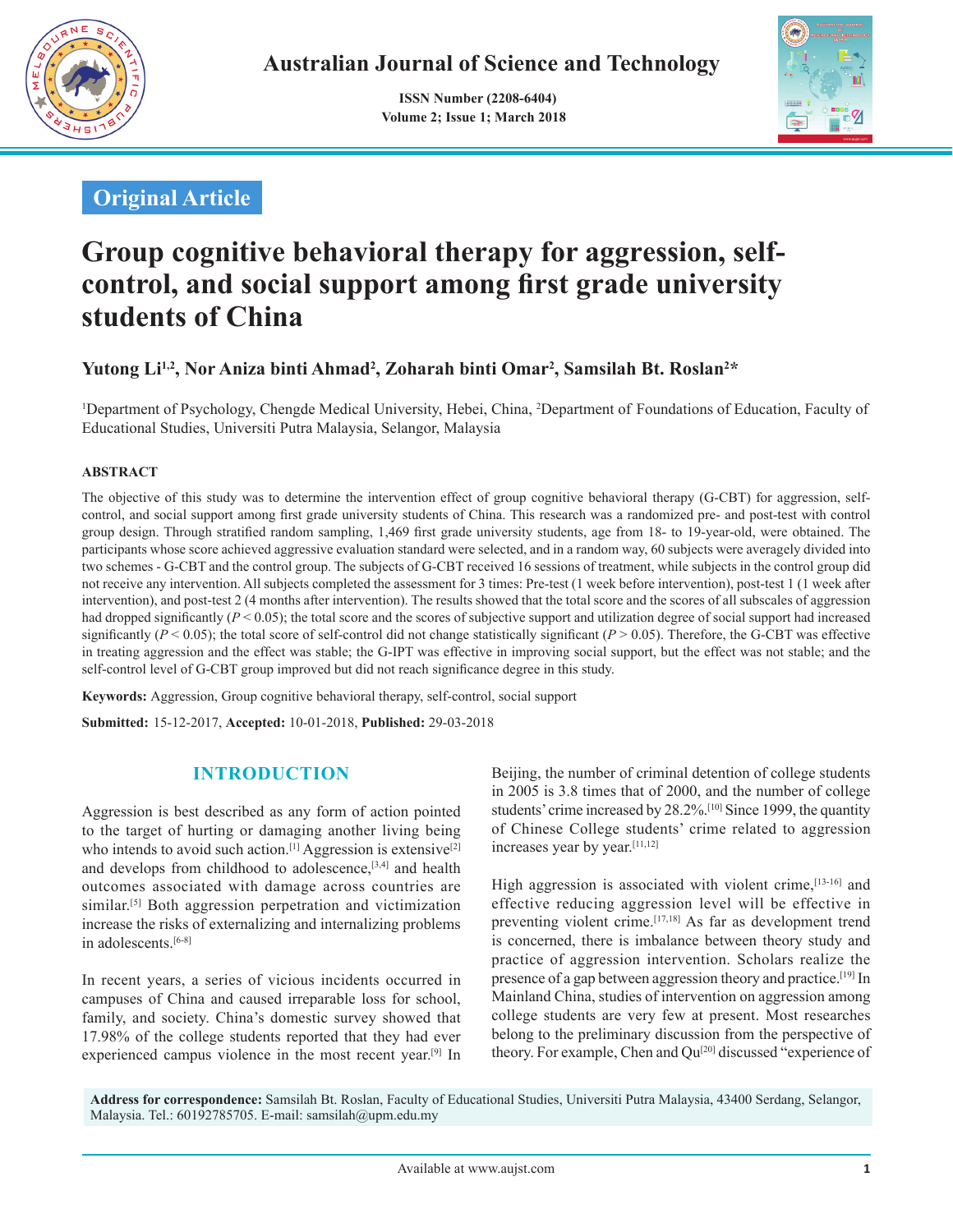Original Article

# Group cognitive behavioral therapy for aggression, self-control, and social support among first grade university students of China

**Yutong Li[1,2], Nor Aniza binti Ahmad[2], Zoharah binti Omar[2], Samsilah Bt. Roslan[2]***

[1]Department of Psychology, Chengde Medical University, Hebei, China, [2]Department of Foundations of Education, Faculty of Educational Studies, Universiti Putra Malaysia, Selangor, Malaysia

## ABSTRACT

The objective of this study was to determine the intervention effect of group cognitive behavioral therapy (G-CBT) for aggression, self-control, and social support among first grade university students of China. This research was a randomized pre- and post-test with control group design. Through stratified random sampling, 1,469 first grade university students, age from 18- to 19-year-old, were obtained. The participants whose score achieved aggressive evaluation standard were selected, and in a random way, 60 subjects were averagely divided into two schemes - G-CBT and the control group. The subjects of G-CBT received 16 sessions of treatment, while subjects in the control group did not receive any intervention. All subjects completed the assessment for 3 times: Pre-test (1 week before intervention), post-test 1 (1 week after intervention), and post-test 2 (4 months after intervention). The results showed that the total score and the scores of all subscales of aggression had dropped significantly ($P < 0.05$); the total score and the scores of subjective support and utilization degree of social support had increased significantly ($P < 0.05$); the total score of self-control did not change statistically significant ($P > 0.05$). Therefore, the G-CBT was effective in treating aggression and the effect was stable; the G-IPT was effective in improving social support, but the effect was not stable; and the self-control level of G-CBT group improved but did not reach significance degree in this study.

**Keywords:** Aggression, Group cognitive behavioral therapy, self-control, social support

**Submitted:** 15-12-2017, **Accepted:** 10-01-2018, **Published:** 29-03-2018

## INTRODUCTION

Aggression is best described as any form of action pointed to the target of hurting or damaging another living being who intends to avoid such action.[1] Aggression is extensive[2] and develops from childhood to adolescence,[3,4] and health outcomes associated with damage across countries are similar.[5] Both aggression perpetration and victimization increase the risks of externalizing and internalizing problems in adolescents.[6-8]

In recent years, a series of vicious incidents occurred in campuses of China and caused irreparable loss for school, family, and society. China's domestic survey showed that 17.98% of the college students reported that they had ever experienced campus violence in the most recent year.[9] In Beijing, the number of criminal detention of college students in 2005 is 3.8 times that of 2000, and the number of college students' crime increased by 28.2%.[10] Since 1999, the quantity of Chinese College students' crime related to aggression increases year by year.[11,12]

High aggression is associated with violent crime,[13-16] and effective reducing aggression level will be effective in preventing violent crime.[17,18] As far as development trend is concerned, there is imbalance between theory study and practice of aggression intervention. Scholars realize the presence of a gap between aggression theory and practice.[19] In Mainland China, studies of intervention on aggression among college students are very few at present. Most researches belong to the preliminary discussion from the perspective of theory. For example, Chen and Qu[20] discussed "experience of

**Address for correspondence:** Samsilah Bt. Roslan, Faculty of Educational Studies, Universiti Putra Malaysia, 43400 Serdang, Selangor, Malaysia. Tel.: 60192785705. E-mail: samsilah@upm.edu.my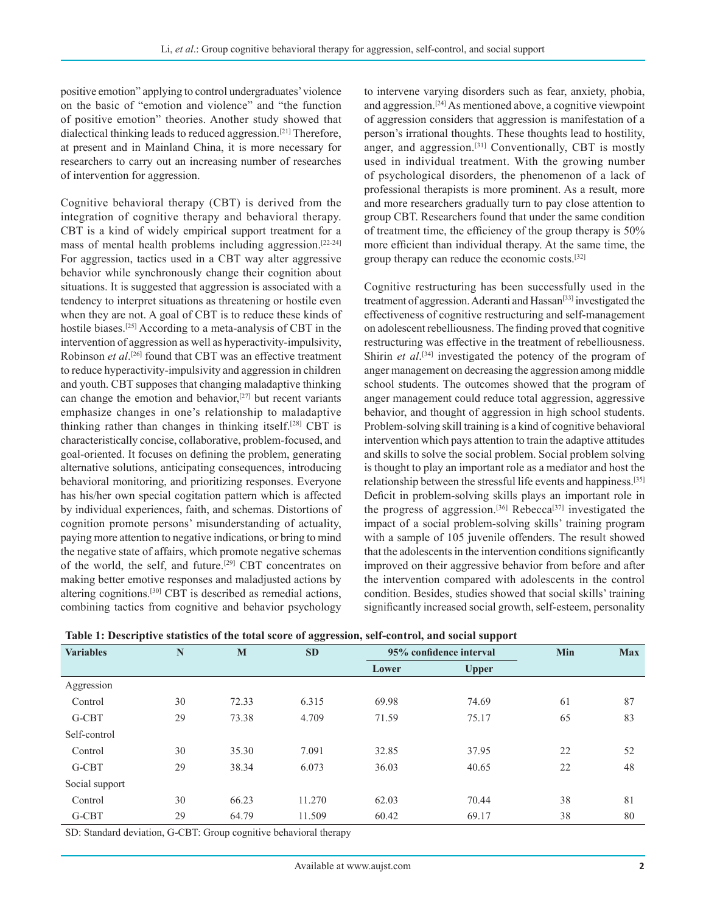positive emotion" applying to control undergraduates' violence on the basic of "emotion and violence" and "the function of positive emotion" theories. Another study showed that dialectical thinking leads to reduced aggression.[21] Therefore, at present and in Mainland China, it is more necessary for researchers to carry out an increasing number of researches of intervention for aggression.

Cognitive behavioral therapy (CBT) is derived from the integration of cognitive therapy and behavioral therapy. CBT is a kind of widely empirical support treatment for a mass of mental health problems including aggression.[22-24] For aggression, tactics used in a CBT way alter aggressive behavior while synchronously change their cognition about situations. It is suggested that aggression is associated with a tendency to interpret situations as threatening or hostile even when they are not. A goal of CBT is to reduce these kinds of hostile biases.[25] According to a meta-analysis of CBT in the intervention of aggression as well as hyperactivity-impulsivity, Robinson *et al*.[26] found that CBT was an effective treatment to reduce hyperactivity-impulsivity and aggression in children and youth. CBT supposes that changing maladaptive thinking can change the emotion and behavior,[27] but recent variants emphasize changes in one's relationship to maladaptive thinking rather than changes in thinking itself.[28] CBT is characteristically concise, collaborative, problem-focused, and goal-oriented. It focuses on defining the problem, generating alternative solutions, anticipating consequences, introducing behavioral monitoring, and prioritizing responses. Everyone has his/her own special cogitation pattern which is affected by individual experiences, faith, and schemas. Distortions of cognition promote persons' misunderstanding of actuality, paying more attention to negative indications, or bring to mind the negative state of affairs, which promote negative schemas of the world, the self, and future.[29] CBT concentrates on making better emotive responses and maladjusted actions by altering cognitions.[30] CBT is described as remedial actions, combining tactics from cognitive and behavior psychology to intervene varying disorders such as fear, anxiety, phobia, and aggression.[24] As mentioned above, a cognitive viewpoint of aggression considers that aggression is manifestation of a person's irrational thoughts. These thoughts lead to hostility, anger, and aggression.[31] Conventionally, CBT is mostly used in individual treatment. With the growing number of psychological disorders, the phenomenon of a lack of professional therapists is more prominent. As a result, more and more researchers gradually turn to pay close attention to group CBT. Researchers found that under the same condition of treatment time, the efficiency of the group therapy is 50% more efficient than individual therapy. At the same time, the group therapy can reduce the economic costs.[32]

Cognitive restructuring has been successfully used in the treatment of aggression. Aderanti and Hassan[33] investigated the effectiveness of cognitive restructuring and self-management on adolescent rebelliousness. The finding proved that cognitive restructuring was effective in the treatment of rebelliousness. Shirin *et al*.[34] investigated the potency of the program of anger management on decreasing the aggression among middle school students. The outcomes showed that the program of anger management could reduce total aggression, aggressive behavior, and thought of aggression in high school students. Problem-solving skill training is a kind of cognitive behavioral intervention which pays attention to train the adaptive attitudes and skills to solve the social problem. Social problem solving is thought to play an important role as a mediator and host the relationship between the stressful life events and happiness.[35] Deficit in problem-solving skills plays an important role in the progress of aggression.[36] Rebecca[37] investigated the impact of a social problem-solving skills' training program with a sample of 105 juvenile offenders. The result showed that the adolescents in the intervention conditions significantly improved on their aggressive behavior from before and after the intervention compared with adolescents in the control condition. Besides, studies showed that social skills' training significantly increased social growth, self-esteem, personality

**Table 1: Descriptive statistics of the total score of aggression, self-control, and social support**

| Variables | N | M | SD | 95% confidence interval | | Min | Max |
|---|---|---|---|---|---|---|---|
| | | | | Lower | Upper | | |
| Aggression | | | | | | | |
| Control | 30 | 72.33 | 6.315 | 69.98 | 74.69 | 61 | 87 |
| G-CBT | 29 | 73.38 | 4.709 | 71.59 | 75.17 | 65 | 83 |
| Self-control | | | | | | | |
| Control | 30 | 35.30 | 7.091 | 32.85 | 37.95 | 22 | 52 |
| G-CBT | 29 | 38.34 | 6.073 | 36.03 | 40.65 | 22 | 48 |
| Social support | | | | | | | |
| Control | 30 | 66.23 | 11.270 | 62.03 | 70.44 | 38 | 81 |
| G-CBT | 29 | 64.79 | 11.509 | 60.42 | 69.17 | 38 | 80 |

SD: Standard deviation, G-CBT: Group cognitive behavioral therapy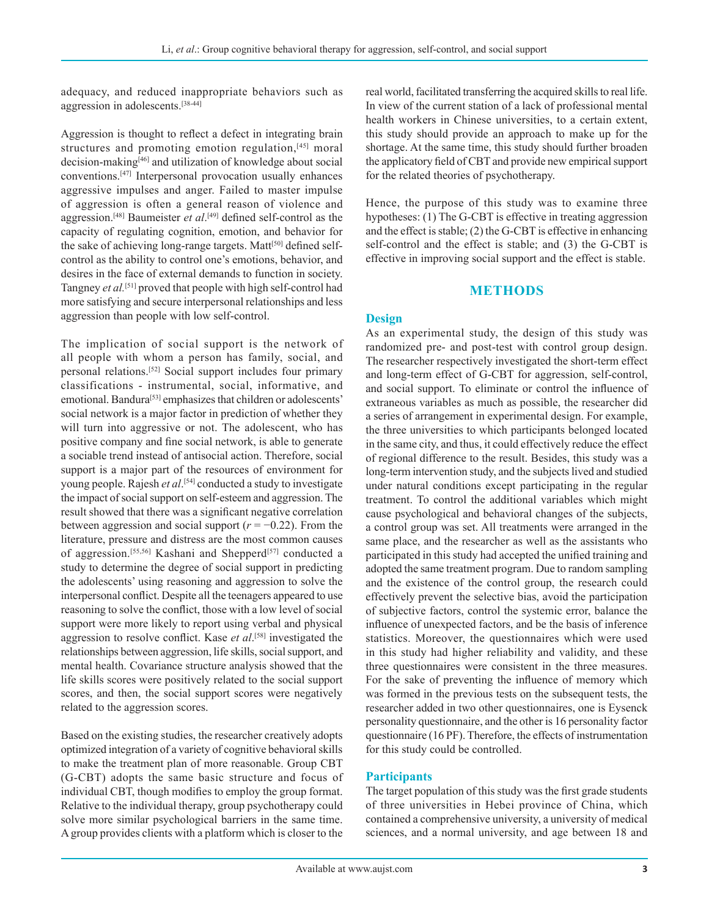adequacy, and reduced inappropriate behaviors such as aggression in adolescents.[38-44]

Aggression is thought to reflect a defect in integrating brain structures and promoting emotion regulation,[45] moral decision-making[46] and utilization of knowledge about social conventions.[47] Interpersonal provocation usually enhances aggressive impulses and anger. Failed to master impulse of aggression is often a general reason of violence and aggression.[48] Baumeister *et al*.[49] defined self-control as the capacity of regulating cognition, emotion, and behavior for the sake of achieving long-range targets. Matt[50] defined self-control as the ability to control one's emotions, behavior, and desires in the face of external demands to function in society. Tangney *et al.*[51] proved that people with high self-control had more satisfying and secure interpersonal relationships and less aggression than people with low self-control.

The implication of social support is the network of all people with whom a person has family, social, and personal relations.[52] Social support includes four primary classifications - instrumental, social, informative, and emotional. Bandura[53] emphasizes that children or adolescents' social network is a major factor in prediction of whether they will turn into aggressive or not. The adolescent, who has positive company and fine social network, is able to generate a sociable trend instead of antisocial action. Therefore, social support is a major part of the resources of environment for young people. Rajesh *et al*.[54] conducted a study to investigate the impact of social support on self-esteem and aggression. The result showed that there was a significant negative correlation between aggression and social support ($r = -0.22$). From the literature, pressure and distress are the most common causes of aggression.[55,56] Kashani and Shepperd[57] conducted a study to determine the degree of social support in predicting the adolescents' using reasoning and aggression to solve the interpersonal conflict. Despite all the teenagers appeared to use reasoning to solve the conflict, those with a low level of social support were more likely to report using verbal and physical aggression to resolve conflict. Kase *et al*.[58] investigated the relationships between aggression, life skills, social support, and mental health. Covariance structure analysis showed that the life skills scores were positively related to the social support scores, and then, the social support scores were negatively related to the aggression scores.

Based on the existing studies, the researcher creatively adopts optimized integration of a variety of cognitive behavioral skills to make the treatment plan of more reasonable. Group CBT (G-CBT) adopts the same basic structure and focus of individual CBT, though modifies to employ the group format. Relative to the individual therapy, group psychotherapy could solve more similar psychological barriers in the same time. A group provides clients with a platform which is closer to the real world, facilitated transferring the acquired skills to real life. In view of the current station of a lack of professional mental health workers in Chinese universities, to a certain extent, this study should provide an approach to make up for the shortage. At the same time, this study should further broaden the applicatory field of CBT and provide new empirical support for the related theories of psychotherapy.

Hence, the purpose of this study was to examine three hypotheses: (1) The G-CBT is effective in treating aggression and the effect is stable; (2) the G-CBT is effective in enhancing self-control and the effect is stable; and (3) the G-CBT is effective in improving social support and the effect is stable.

## METHODS

### Design

As an experimental study, the design of this study was randomized pre- and post-test with control group design. The researcher respectively investigated the short-term effect and long-term effect of G-CBT for aggression, self-control, and social support. To eliminate or control the influence of extraneous variables as much as possible, the researcher did a series of arrangement in experimental design. For example, the three universities to which participants belonged located in the same city, and thus, it could effectively reduce the effect of regional difference to the result. Besides, this study was a long-term intervention study, and the subjects lived and studied under natural conditions except participating in the regular treatment. To control the additional variables which might cause psychological and behavioral changes of the subjects, a control group was set. All treatments were arranged in the same place, and the researcher as well as the assistants who participated in this study had accepted the unified training and adopted the same treatment program. Due to random sampling and the existence of the control group, the research could effectively prevent the selective bias, avoid the participation of subjective factors, control the systemic error, balance the influence of unexpected factors, and be the basis of inference statistics. Moreover, the questionnaires which were used in this study had higher reliability and validity, and these three questionnaires were consistent in the three measures. For the sake of preventing the influence of memory which was formed in the previous tests on the subsequent tests, the researcher added in two other questionnaires, one is Eysenck personality questionnaire, and the other is 16 personality factor questionnaire (16 PF). Therefore, the effects of instrumentation for this study could be controlled.

### Participants

The target population of this study was the first grade students of three universities in Hebei province of China, which contained a comprehensive university, a university of medical sciences, and a normal university, and age between 18 and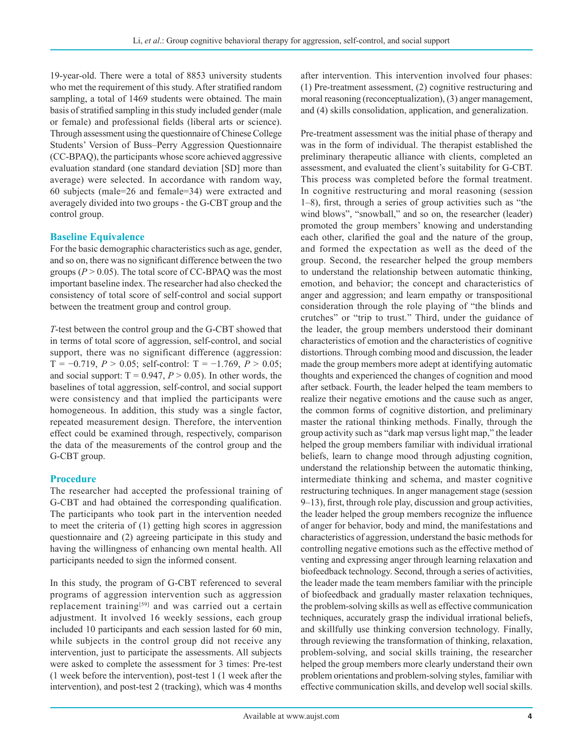19-year-old. There were a total of 8853 university students who met the requirement of this study. After stratified random sampling, a total of 1469 students were obtained. The main basis of stratified sampling in this study included gender (male or female) and professional fields (liberal arts or science). Through assessment using the questionnaire of Chinese College Students' Version of Buss–Perry Aggression Questionnaire (CC-BPAQ), the participants whose score achieved aggressive evaluation standard (one standard deviation [SD] more than average) were selected. In accordance with random way, 60 subjects (male=26 and female=34) were extracted and averagely divided into two groups - the G-CBT group and the control group.

### Baseline Equivalence

For the basic demographic characteristics such as age, gender, and so on, there was no significant difference between the two groups ($P > 0.05$). The total score of CC-BPAQ was the most important baseline index. The researcher had also checked the consistency of total score of self-control and social support between the treatment group and control group.

*T*-test between the control group and the G-CBT showed that in terms of total score of aggression, self-control, and social support, there was no significant difference (aggression: $T = -0.719$, $P > 0.05$; self-control: $T = -1.769$, $P > 0.05$; and social support: $T = 0.947$, $P > 0.05$). In other words, the baselines of total aggression, self-control, and social support were consistency and that implied the participants were homogeneous. In addition, this study was a single factor, repeated measurement design. Therefore, the intervention effect could be examined through, respectively, comparison the data of the measurements of the control group and the G-CBT group.

### Procedure

The researcher had accepted the professional training of G-CBT and had obtained the corresponding qualification. The participants who took part in the intervention needed to meet the criteria of (1) getting high scores in aggression questionnaire and (2) agreeing participate in this study and having the willingness of enhancing own mental health. All participants needed to sign the informed consent.

In this study, the program of G-CBT referenced to several programs of aggression intervention such as aggression replacement training[59] and was carried out a certain adjustment. It involved 16 weekly sessions, each group included 10 participants and each session lasted for 60 min, while subjects in the control group did not receive any intervention, just to participate the assessments. All subjects were asked to complete the assessment for 3 times: Pre-test (1 week before the intervention), post-test 1 (1 week after the intervention), and post-test 2 (tracking), which was 4 months after intervention. This intervention involved four phases: (1) Pre-treatment assessment, (2) cognitive restructuring and moral reasoning (reconceptualization), (3) anger management, and (4) skills consolidation, application, and generalization.

Pre-treatment assessment was the initial phase of therapy and was in the form of individual. The therapist established the preliminary therapeutic alliance with clients, completed an assessment, and evaluated the client's suitability for G-CBT. This process was completed before the formal treatment. In cognitive restructuring and moral reasoning (session 1–8), first, through a series of group activities such as "the wind blows", "snowball," and so on, the researcher (leader) promoted the group members' knowing and understanding each other, clarified the goal and the nature of the group, and formed the expectation as well as the deed of the group. Second, the researcher helped the group members to understand the relationship between automatic thinking, emotion, and behavior; the concept and characteristics of anger and aggression; and learn empathy or transpositional consideration through the role playing of "the blinds and crutches" or "trip to trust." Third, under the guidance of the leader, the group members understood their dominant characteristics of emotion and the characteristics of cognitive distortions. Through combing mood and discussion, the leader made the group members more adept at identifying automatic thoughts and experienced the changes of cognition and mood after setback. Fourth, the leader helped the team members to realize their negative emotions and the cause such as anger, the common forms of cognitive distortion, and preliminary master the rational thinking methods. Finally, through the group activity such as "dark map versus light map," the leader helped the group members familiar with individual irrational beliefs, learn to change mood through adjusting cognition, understand the relationship between the automatic thinking, intermediate thinking and schema, and master cognitive restructuring techniques. In anger management stage (session 9–13), first, through role play, discussion and group activities, the leader helped the group members recognize the influence of anger for behavior, body and mind, the manifestations and characteristics of aggression, understand the basic methods for controlling negative emotions such as the effective method of venting and expressing anger through learning relaxation and biofeedback technology. Second, through a series of activities, the leader made the team members familiar with the principle of biofeedback and gradually master relaxation techniques, the problem-solving skills as well as effective communication techniques, accurately grasp the individual irrational beliefs, and skillfully use thinking conversion technology. Finally, through reviewing the transformation of thinking, relaxation, problem-solving, and social skills training, the researcher helped the group members more clearly understand their own problem orientations and problem-solving styles, familiar with effective communication skills, and develop well social skills.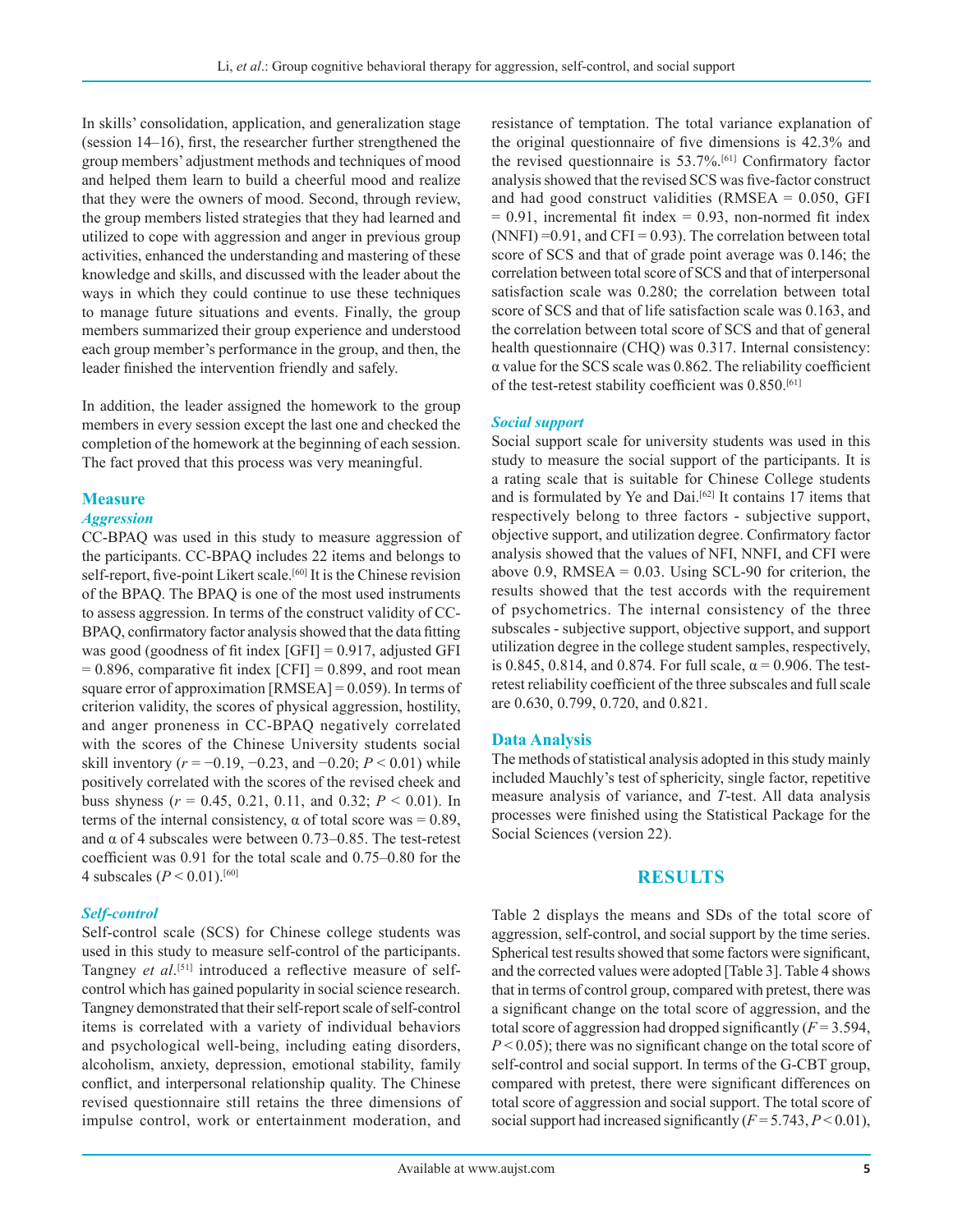In skills' consolidation, application, and generalization stage (session 14–16), first, the researcher further strengthened the group members' adjustment methods and techniques of mood and helped them learn to build a cheerful mood and realize that they were the owners of mood. Second, through review, the group members listed strategies that they had learned and utilized to cope with aggression and anger in previous group activities, enhanced the understanding and mastering of these knowledge and skills, and discussed with the leader about the ways in which they could continue to use these techniques to manage future situations and events. Finally, the group members summarized their group experience and understood each group member's performance in the group, and then, the leader finished the intervention friendly and safely.

In addition, the leader assigned the homework to the group members in every session except the last one and checked the completion of the homework at the beginning of each session. The fact proved that this process was very meaningful.

## Measure

### *Aggression*

CC-BPAQ was used in this study to measure aggression of the participants. CC-BPAQ includes 22 items and belongs to self-report, five-point Likert scale.[60] It is the Chinese revision of the BPAQ. The BPAQ is one of the most used instruments to assess aggression. In terms of the construct validity of CC-BPAQ, confirmatory factor analysis showed that the data fitting was good (goodness of fit index [GFI] = 0.917, adjusted GFI = 0.896, comparative fit index [CFI] = 0.899, and root mean square error of approximation [RMSEA] = 0.059). In terms of criterion validity, the scores of physical aggression, hostility, and anger proneness in CC-BPAQ negatively correlated with the scores of the Chinese University students social skill inventory ($r = -0.19$, $-0.23$, and $-0.20$; $P < 0.01$) while positively correlated with the scores of the revised cheek and buss shyness ($r = 0.45$, 0.21, 0.11, and 0.32; $P < 0.01$). In terms of the internal consistency, α of total score was = 0.89, and α of 4 subscales were between 0.73–0.85. The test-retest coefficient was 0.91 for the total scale and 0.75–0.80 for the 4 subscales ($P < 0.01$).[60]

### *Self-control*

Self-control scale (SCS) for Chinese college students was used in this study to measure self-control of the participants. Tangney *et al*.[51] introduced a reflective measure of self-control which has gained popularity in social science research. Tangney demonstrated that their self-report scale of self-control items is correlated with a variety of individual behaviors and psychological well-being, including eating disorders, alcoholism, anxiety, depression, emotional stability, family conflict, and interpersonal relationship quality. The Chinese revised questionnaire still retains the three dimensions of impulse control, work or entertainment moderation, and resistance of temptation. The total variance explanation of the original questionnaire of five dimensions is 42.3% and the revised questionnaire is 53.7%.[61] Confirmatory factor analysis showed that the revised SCS was five-factor construct and had good construct validities (RMSEA = 0.050, GFI = 0.91, incremental fit index = 0.93, non-normed fit index (NNFI) =0.91, and CFI = 0.93). The correlation between total score of SCS and that of grade point average was 0.146; the correlation between total score of SCS and that of interpersonal satisfaction scale was 0.280; the correlation between total score of SCS and that of life satisfaction scale was 0.163, and the correlation between total score of SCS and that of general health questionnaire (CHQ) was 0.317. Internal consistency: α value for the SCS scale was 0.862. The reliability coefficient of the test-retest stability coefficient was 0.850.[61]

### *Social support*

Social support scale for university students was used in this study to measure the social support of the participants. It is a rating scale that is suitable for Chinese College students and is formulated by Ye and Dai.[62] It contains 17 items that respectively belong to three factors - subjective support, objective support, and utilization degree. Confirmatory factor analysis showed that the values of NFI, NNFI, and CFI were above 0.9, RMSEA = 0.03. Using SCL-90 for criterion, the results showed that the test accords with the requirement of psychometrics. The internal consistency of the three subscales - subjective support, objective support, and support utilization degree in the college student samples, respectively, is 0.845, 0.814, and 0.874. For full scale, α = 0.906. The test-retest reliability coefficient of the three subscales and full scale are 0.630, 0.799, 0.720, and 0.821.

## Data Analysis

The methods of statistical analysis adopted in this study mainly included Mauchly's test of sphericity, single factor, repetitive measure analysis of variance, and *T*-test. All data analysis processes were finished using the Statistical Package for the Social Sciences (version 22).

# RESULTS

Table 2 displays the means and SDs of the total score of aggression, self-control, and social support by the time series. Spherical test results showed that some factors were significant, and the corrected values were adopted [Table 3]. Table 4 shows that in terms of control group, compared with pretest, there was a significant change on the total score of aggression, and the total score of aggression had dropped significantly ($F = 3.594$, $P < 0.05$); there was no significant change on the total score of self-control and social support. In terms of the G-CBT group, compared with pretest, there were significant differences on total score of aggression and social support. The total score of social support had increased significantly ($F = 5.743$, $P < 0.01$),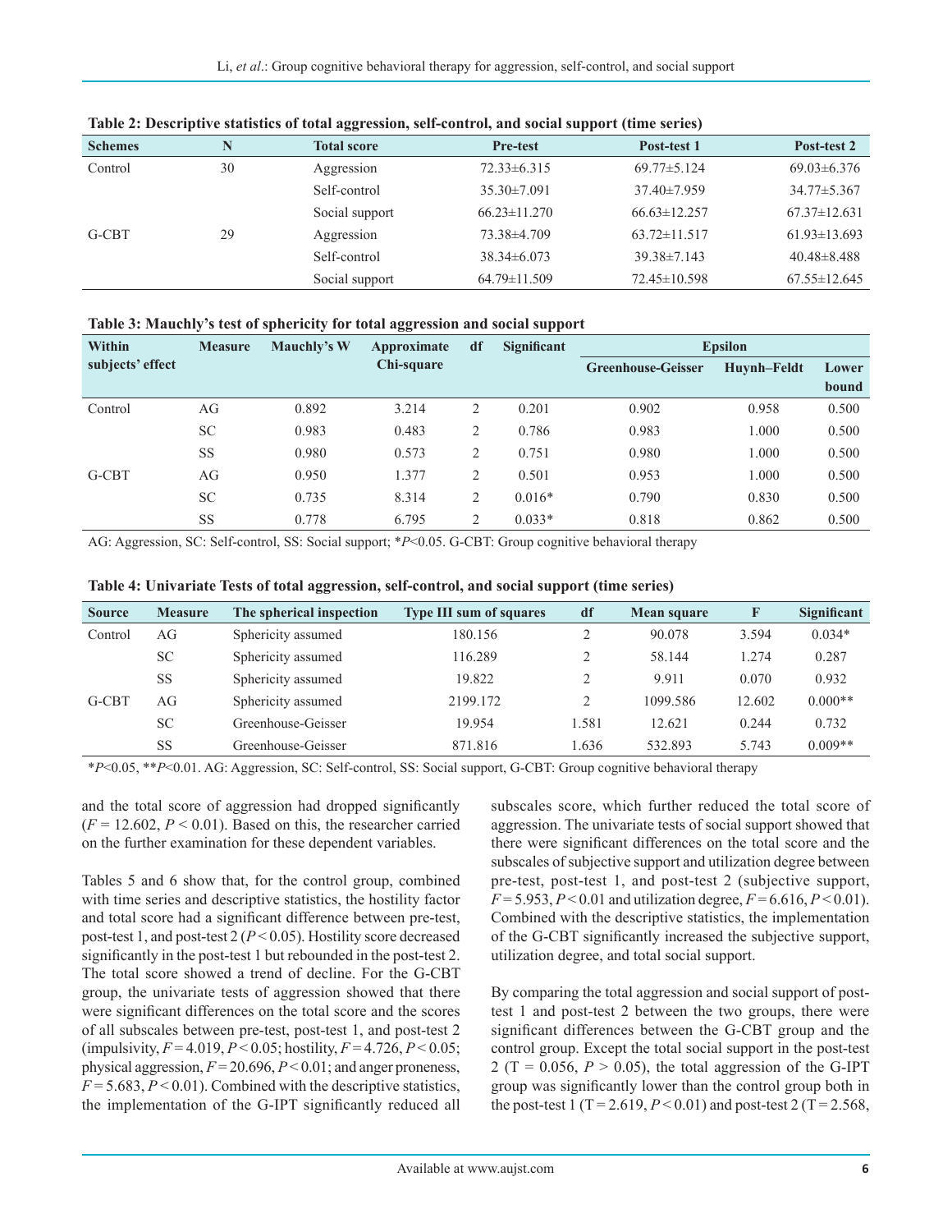**Table 2: Descriptive statistics of total aggression, self-control, and social support (time series)**

| Schemes | N | Total score | Pre-test | Post-test 1 | Post-test 2 |
|---|---|---|---|---|---|
| Control | 30 | Aggression | 72.33±6.315 | 69.77±5.124 | 69.03±6.376 |
| | | Self-control | 35.30±7.091 | 37.40±7.959 | 34.77±5.367 |
| | | Social support | 66.23±11.270 | 66.63±12.257 | 67.37±12.631 |
| G-CBT | 29 | Aggression | 73.38±4.709 | 63.72±11.517 | 61.93±13.693 |
| | | Self-control | 38.34±6.073 | 39.38±7.143 | 40.48±8.488 |
| | | Social support | 64.79±11.509 | 72.45±10.598 | 67.55±12.645 |

**Table 3: Mauchly's test of sphericity for total aggression and social support**

| Within subjects' effect | Measure | Mauchly's W | Approximate Chi-square | df | Significant | Epsilon | | |
|---|---|---|---|---|---|---|---|---|
| | | | | | | Greenhouse-Geisser | Huynh–Feldt | Lower bound |
| Control | AG | 0.892 | 3.214 | 2 | 0.201 | 0.902 | 0.958 | 0.500 |
| | SC | 0.983 | 0.483 | 2 | 0.786 | 0.983 | 1.000 | 0.500 |
| | SS | 0.980 | 0.573 | 2 | 0.751 | 0.980 | 1.000 | 0.500 |
| G-CBT | AG | 0.950 | 1.377 | 2 | 0.501 | 0.953 | 1.000 | 0.500 |
| | SC | 0.735 | 8.314 | 2 | 0.016* | 0.790 | 0.830 | 0.500 |
| | SS | 0.778 | 6.795 | 2 | 0.033* | 0.818 | 0.862 | 0.500 |

AG: Aggression, SC: Self-control, SS: Social support; *$P<0.05$. G-CBT: Group cognitive behavioral therapy

**Table 4: Univariate Tests of total aggression, self-control, and social support (time series)**

| Source | Measure | The spherical inspection | Type III sum of squares | df | Mean square | F | Significant |
|---|---|---|---|---|---|---|---|
| Control | AG | Sphericity assumed | 180.156 | 2 | 90.078 | 3.594 | 0.034* |
| | SC | Sphericity assumed | 116.289 | 2 | 58.144 | 1.274 | 0.287 |
| | SS | Sphericity assumed | 19.822 | 2 | 9.911 | 0.070 | 0.932 |
| G-CBT | AG | Sphericity assumed | 2199.172 | 2 | 1099.586 | 12.602 | 0.000** |
| | SC | Greenhouse-Geisser | 19.954 | 1.581 | 12.621 | 0.244 | 0.732 |
| | SS | Greenhouse-Geisser | 871.816 | 1.636 | 532.893 | 5.743 | 0.009** |

*$P<0.05$, **$P<0.01$. AG: Aggression, SC: Self-control, SS: Social support, G-CBT: Group cognitive behavioral therapy

and the total score of aggression had dropped significantly ($F = 12.602$, $P < 0.01$). Based on this, the researcher carried on the further examination for these dependent variables.

Tables 5 and 6 show that, for the control group, combined with time series and descriptive statistics, the hostility factor and total score had a significant difference between pre-test, post-test 1, and post-test 2 ($P < 0.05$). Hostility score decreased significantly in the post-test 1 but rebounded in the post-test 2. The total score showed a trend of decline. For the G-CBT group, the univariate tests of aggression showed that there were significant differences on the total score and the scores of all subscales between pre-test, post-test 1, and post-test 2 (impulsivity, $F = 4.019$, $P < 0.05$; hostility, $F = 4.726$, $P < 0.05$; physical aggression, $F = 20.696$, $P < 0.01$; and anger proneness, $F = 5.683$, $P < 0.01$). Combined with the descriptive statistics, the implementation of the G-IPT significantly reduced all subscales score, which further reduced the total score of aggression. The univariate tests of social support showed that there were significant differences on the total score and the subscales of subjective support and utilization degree between pre-test, post-test 1, and post-test 2 (subjective support, $F = 5.953$, $P < 0.01$ and utilization degree, $F = 6.616$, $P < 0.01$). Combined with the descriptive statistics, the implementation of the G-CBT significantly increased the subjective support, utilization degree, and total social support.

By comparing the total aggression and social support of post-test 1 and post-test 2 between the two groups, there were significant differences between the G-CBT group and the control group. Except the total social support in the post-test 2 ($T = 0.056$, $P > 0.05$), the total aggression of the G-IPT group was significantly lower than the control group both in the post-test 1 ($T = 2.619$, $P < 0.01$) and post-test 2 ($T = 2.568$,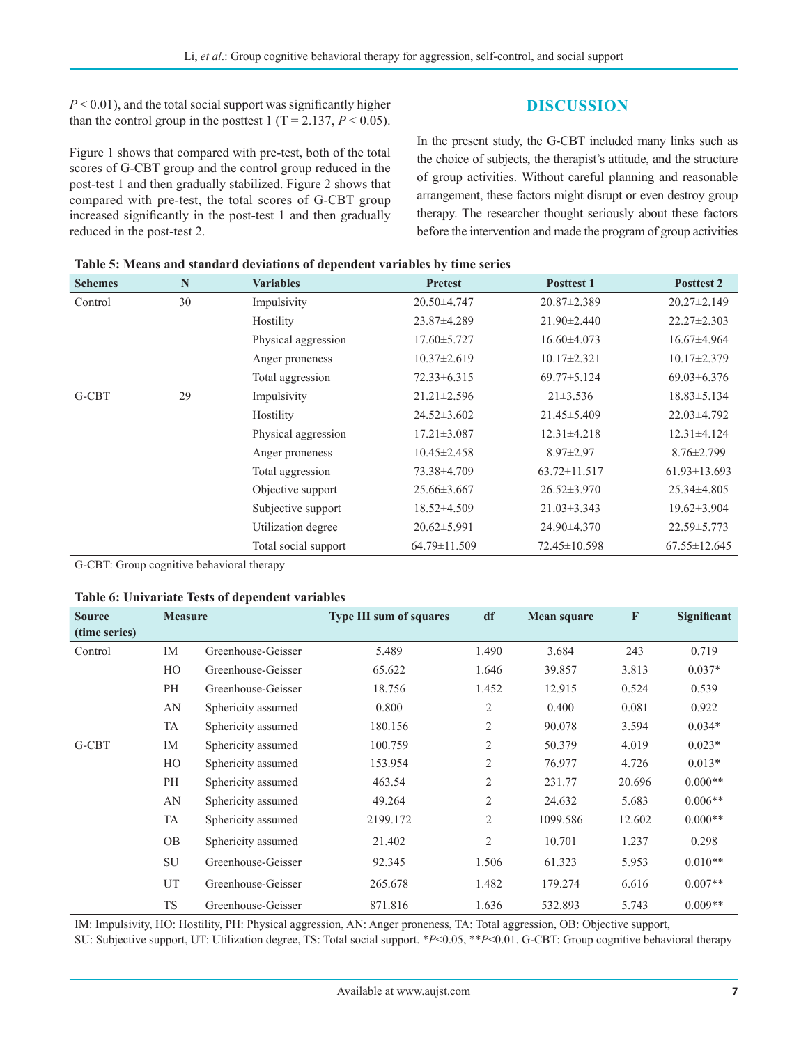$P < 0.01$), and the total social support was significantly higher than the control group in the posttest 1 ($T = 2.137$, $P < 0.05$).

Figure 1 shows that compared with pre-test, both of the total scores of G-CBT group and the control group reduced in the post-test 1 and then gradually stabilized. Figure 2 shows that compared with pre-test, the total scores of G-CBT group increased significantly in the post-test 1 and then gradually reduced in the post-test 2.

## DISCUSSION

In the present study, the G-CBT included many links such as the choice of subjects, the therapist's attitude, and the structure of group activities. Without careful planning and reasonable arrangement, these factors might disrupt or even destroy group therapy. The researcher thought seriously about these factors before the intervention and made the program of group activities

**Table 5: Means and standard deviations of dependent variables by time series**

| Schemes | N | Variables | Pretest | Posttest 1 | Posttest 2 |
|---|---|---|---|---|---|
| Control | 30 | Impulsivity | 20.50±4.747 | 20.87±2.389 | 20.27±2.149 |
| | | Hostility | 23.87±4.289 | 21.90±2.440 | 22.27±2.303 |
| | | Physical aggression | 17.60±5.727 | 16.60±4.073 | 16.67±4.964 |
| | | Anger proneness | 10.37±2.619 | 10.17±2.321 | 10.17±2.379 |
| | | Total aggression | 72.33±6.315 | 69.77±5.124 | 69.03±6.376 |
| G-CBT | 29 | Impulsivity | 21.21±2.596 | 21±3.536 | 18.83±5.134 |
| | | Hostility | 24.52±3.602 | 21.45±5.409 | 22.03±4.792 |
| | | Physical aggression | 17.21±3.087 | 12.31±4.218 | 12.31±4.124 |
| | | Anger proneness | 10.45±2.458 | 8.97±2.97 | 8.76±2.799 |
| | | Total aggression | 73.38±4.709 | 63.72±11.517 | 61.93±13.693 |
| | | Objective support | 25.66±3.667 | 26.52±3.970 | 25.34±4.805 |
| | | Subjective support | 18.52±4.509 | 21.03±3.343 | 19.62±3.904 |
| | | Utilization degree | 20.62±5.991 | 24.90±4.370 | 22.59±5.773 |
| | | Total social support | 64.79±11.509 | 72.45±10.598 | 67.55±12.645 |

G-CBT: Group cognitive behavioral therapy

**Table 6: Univariate Tests of dependent variables**

| Source (time series) | Measure | | Type III sum of squares | df | Mean square | F | Significant |
|---|---|---|---|---|---|---|---|
| Control | IM | Greenhouse-Geisser | 5.489 | 1.490 | 3.684 | 243 | 0.719 |
| | HO | Greenhouse-Geisser | 65.622 | 1.646 | 39.857 | 3.813 | 0.037* |
| | PH | Greenhouse-Geisser | 18.756 | 1.452 | 12.915 | 0.524 | 0.539 |
| | AN | Sphericity assumed | 0.800 | 2 | 0.400 | 0.081 | 0.922 |
| | TA | Sphericity assumed | 180.156 | 2 | 90.078 | 3.594 | 0.034* |
| G-CBT | IM | Sphericity assumed | 100.759 | 2 | 50.379 | 4.019 | 0.023* |
| | HO | Sphericity assumed | 153.954 | 2 | 76.977 | 4.726 | 0.013* |
| | PH | Sphericity assumed | 463.54 | 2 | 231.77 | 20.696 | 0.000** |
| | AN | Sphericity assumed | 49.264 | 2 | 24.632 | 5.683 | 0.006** |
| | TA | Sphericity assumed | 2199.172 | 2 | 1099.586 | 12.602 | 0.000** |
| | OB | Sphericity assumed | 21.402 | 2 | 10.701 | 1.237 | 0.298 |
| | SU | Greenhouse-Geisser | 92.345 | 1.506 | 61.323 | 5.953 | 0.010** |
| | UT | Greenhouse-Geisser | 265.678 | 1.482 | 179.274 | 6.616 | 0.007** |
| | TS | Greenhouse-Geisser | 871.816 | 1.636 | 532.893 | 5.743 | 0.009** |

IM: Impulsivity, HO: Hostility, PH: Physical aggression, AN: Anger proneness, TA: Total aggression, OB: Objective support, SU: Subjective support, UT: Utilization degree, TS: Total social support. *$P$<0.05, **$P$<0.01. G-CBT: Group cognitive behavioral therapy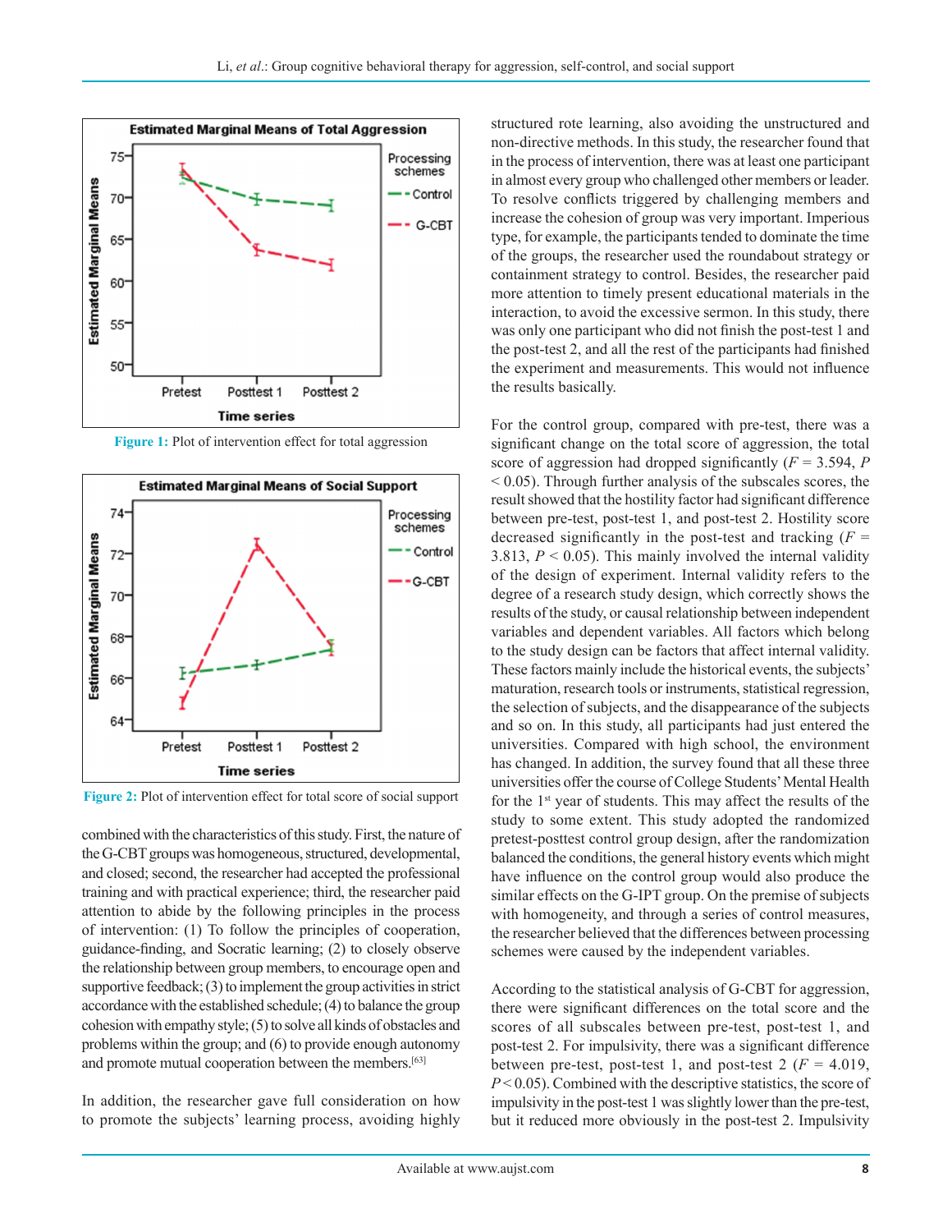Figure 1: Plot of intervention effect for total aggression

Figure 2: Plot of intervention effect for total score of social support

combined with the characteristics of this study. First, the nature of the G-CBT groups was homogeneous, structured, developmental, and closed; second, the researcher had accepted the professional training and with practical experience; third, the researcher paid attention to abide by the following principles in the process of intervention: (1) To follow the principles of cooperation, guidance-finding, and Socratic learning; (2) to closely observe the relationship between group members, to encourage open and supportive feedback; (3) to implement the group activities in strict accordance with the established schedule; (4) to balance the group cohesion with empathy style; (5) to solve all kinds of obstacles and problems within the group; and (6) to provide enough autonomy and promote mutual cooperation between the members.[63]

In addition, the researcher gave full consideration on how to promote the subjects' learning process, avoiding highly structured rote learning, also avoiding the unstructured and non-directive methods. In this study, the researcher found that in the process of intervention, there was at least one participant in almost every group who challenged other members or leader. To resolve conflicts triggered by challenging members and increase the cohesion of group was very important. Imperious type, for example, the participants tended to dominate the time of the groups, the researcher used the roundabout strategy or containment strategy to control. Besides, the researcher paid more attention to timely present educational materials in the interaction, to avoid the excessive sermon. In this study, there was only one participant who did not finish the post-test 1 and the post-test 2, and all the rest of the participants had finished the experiment and measurements. This would not influence the results basically.

For the control group, compared with pre-test, there was a significant change on the total score of aggression, the total score of aggression had dropped significantly ($F = 3.594$, $P < 0.05$). Through further analysis of the subscales scores, the result showed that the hostility factor had significant difference between pre-test, post-test 1, and post-test 2. Hostility score decreased significantly in the post-test and tracking ($F = 3.813$, $P < 0.05$). This mainly involved the internal validity of the design of experiment. Internal validity refers to the degree of a research study design, which correctly shows the results of the study, or causal relationship between independent variables and dependent variables. All factors which belong to the study design can be factors that affect internal validity. These factors mainly include the historical events, the subjects' maturation, research tools or instruments, statistical regression, the selection of subjects, and the disappearance of the subjects and so on. In this study, all participants had just entered the universities. Compared with high school, the environment has changed. In addition, the survey found that all these three universities offer the course of College Students' Mental Health for the 1st year of students. This may affect the results of the study to some extent. This study adopted the randomized pretest-posttest control group design, after the randomization balanced the conditions, the general history events which might have influence on the control group would also produce the similar effects on the G-IPT group. On the premise of subjects with homogeneity, and through a series of control measures, the researcher believed that the differences between processing schemes were caused by the independent variables.

According to the statistical analysis of G-CBT for aggression, there were significant differences on the total score and the scores of all subscales between pre-test, post-test 1, and post-test 2. For impulsivity, there was a significant difference between pre-test, post-test 1, and post-test 2 ($F = 4.019$, $P < 0.05$). Combined with the descriptive statistics, the score of impulsivity in the post-test 1 was slightly lower than the pre-test, but it reduced more obviously in the post-test 2. Impulsivity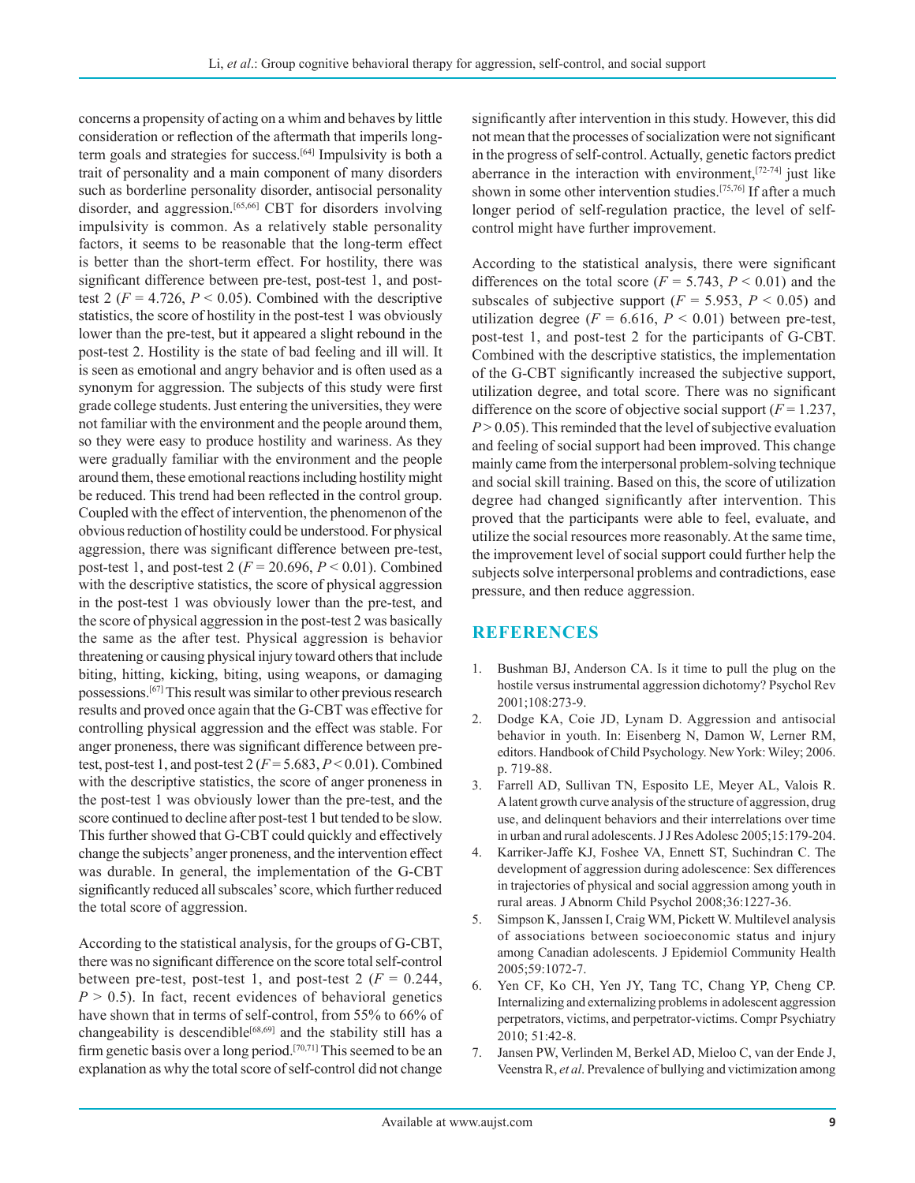concerns a propensity of acting on a whim and behaves by little consideration or reflection of the aftermath that imperils long-term goals and strategies for success.[64] Impulsivity is both a trait of personality and a main component of many disorders such as borderline personality disorder, antisocial personality disorder, and aggression.[65,66] CBT for disorders involving impulsivity is common. As a relatively stable personality factors, it seems to be reasonable that the long-term effect is better than the short-term effect. For hostility, there was significant difference between pre-test, post-test 1, and post-test 2 ($F = 4.726$, $P < 0.05$). Combined with the descriptive statistics, the score of hostility in the post-test 1 was obviously lower than the pre-test, but it appeared a slight rebound in the post-test 2. Hostility is the state of bad feeling and ill will. It is seen as emotional and angry behavior and is often used as a synonym for aggression. The subjects of this study were first grade college students. Just entering the universities, they were not familiar with the environment and the people around them, so they were easy to produce hostility and wariness. As they were gradually familiar with the environment and the people around them, these emotional reactions including hostility might be reduced. This trend had been reflected in the control group. Coupled with the effect of intervention, the phenomenon of the obvious reduction of hostility could be understood. For physical aggression, there was significant difference between pre-test, post-test 1, and post-test 2 ($F = 20.696$, $P < 0.01$). Combined with the descriptive statistics, the score of physical aggression in the post-test 1 was obviously lower than the pre-test, and the score of physical aggression in the post-test 2 was basically the same as the after test. Physical aggression is behavior threatening or causing physical injury toward others that include biting, hitting, kicking, biting, using weapons, or damaging possessions.[67] This result was similar to other previous research results and proved once again that the G-CBT was effective for controlling physical aggression and the effect was stable. For anger proneness, there was significant difference between pre-test, post-test 1, and post-test 2 ($F = 5.683$, $P < 0.01$). Combined with the descriptive statistics, the score of anger proneness in the post-test 1 was obviously lower than the pre-test, and the score continued to decline after post-test 1 but tended to be slow. This further showed that G-CBT could quickly and effectively change the subjects' anger proneness, and the intervention effect was durable. In general, the implementation of the G-CBT significantly reduced all subscales' score, which further reduced the total score of aggression.

According to the statistical analysis, for the groups of G-CBT, there was no significant difference on the score total self-control between pre-test, post-test 1, and post-test 2 ($F = 0.244$, $P > 0.5$). In fact, recent evidences of behavioral genetics have shown that in terms of self-control, from 55% to 66% of changeability is descendible[68,69] and the stability still has a firm genetic basis over a long period.[70,71] This seemed to be an explanation as why the total score of self-control did not change significantly after intervention in this study. However, this did not mean that the processes of socialization were not significant in the progress of self-control. Actually, genetic factors predict aberrance in the interaction with environment,[72-74] just like shown in some other intervention studies.[75,76] If after a much longer period of self-regulation practice, the level of self-control might have further improvement.

According to the statistical analysis, there were significant differences on the total score ($F = 5.743$, $P < 0.01$) and the subscales of subjective support ($F = 5.953$, $P < 0.05$) and utilization degree ($F = 6.616$, $P < 0.01$) between pre-test, post-test 1, and post-test 2 for the participants of G-CBT. Combined with the descriptive statistics, the implementation of the G-CBT significantly increased the subjective support, utilization degree, and total score. There was no significant difference on the score of objective social support ($F = 1.237$, $P > 0.05$). This reminded that the level of subjective evaluation and feeling of social support had been improved. This change mainly came from the interpersonal problem-solving technique and social skill training. Based on this, the score of utilization degree had changed significantly after intervention. This proved that the participants were able to feel, evaluate, and utilize the social resources more reasonably. At the same time, the improvement level of social support could further help the subjects solve interpersonal problems and contradictions, ease pressure, and then reduce aggression.

## REFERENCES

1. Bushman BJ, Anderson CA. Is it time to pull the plug on the hostile versus instrumental aggression dichotomy? Psychol Rev 2001;108:273-9.
2. Dodge KA, Coie JD, Lynam D. Aggression and antisocial behavior in youth. In: Eisenberg N, Damon W, Lerner RM, editors. Handbook of Child Psychology. New York: Wiley; 2006. p. 719-88.
3. Farrell AD, Sullivan TN, Esposito LE, Meyer AL, Valois R. A latent growth curve analysis of the structure of aggression, drug use, and delinquent behaviors and their interrelations over time in urban and rural adolescents. J J Res Adolesc 2005;15:179-204.
4. Karriker-Jaffe KJ, Foshee VA, Ennett ST, Suchindran C. The development of aggression during adolescence: Sex differences in trajectories of physical and social aggression among youth in rural areas. J Abnorm Child Psychol 2008;36:1227-36.
5. Simpson K, Janssen I, Craig WM, Pickett W. Multilevel analysis of associations between socioeconomic status and injury among Canadian adolescents. J Epidemiol Community Health 2005;59:1072-7.
6. Yen CF, Ko CH, Yen JY, Tang TC, Chang YP, Cheng CP. Internalizing and externalizing problems in adolescent aggression perpetrators, victims, and perpetrator-victims. Compr Psychiatry 2010; 51:42-8.
7. Jansen PW, Verlinden M, Berkel AD, Mieloo C, van der Ende J, Veenstra R, *et al*. Prevalence of bullying and victimization among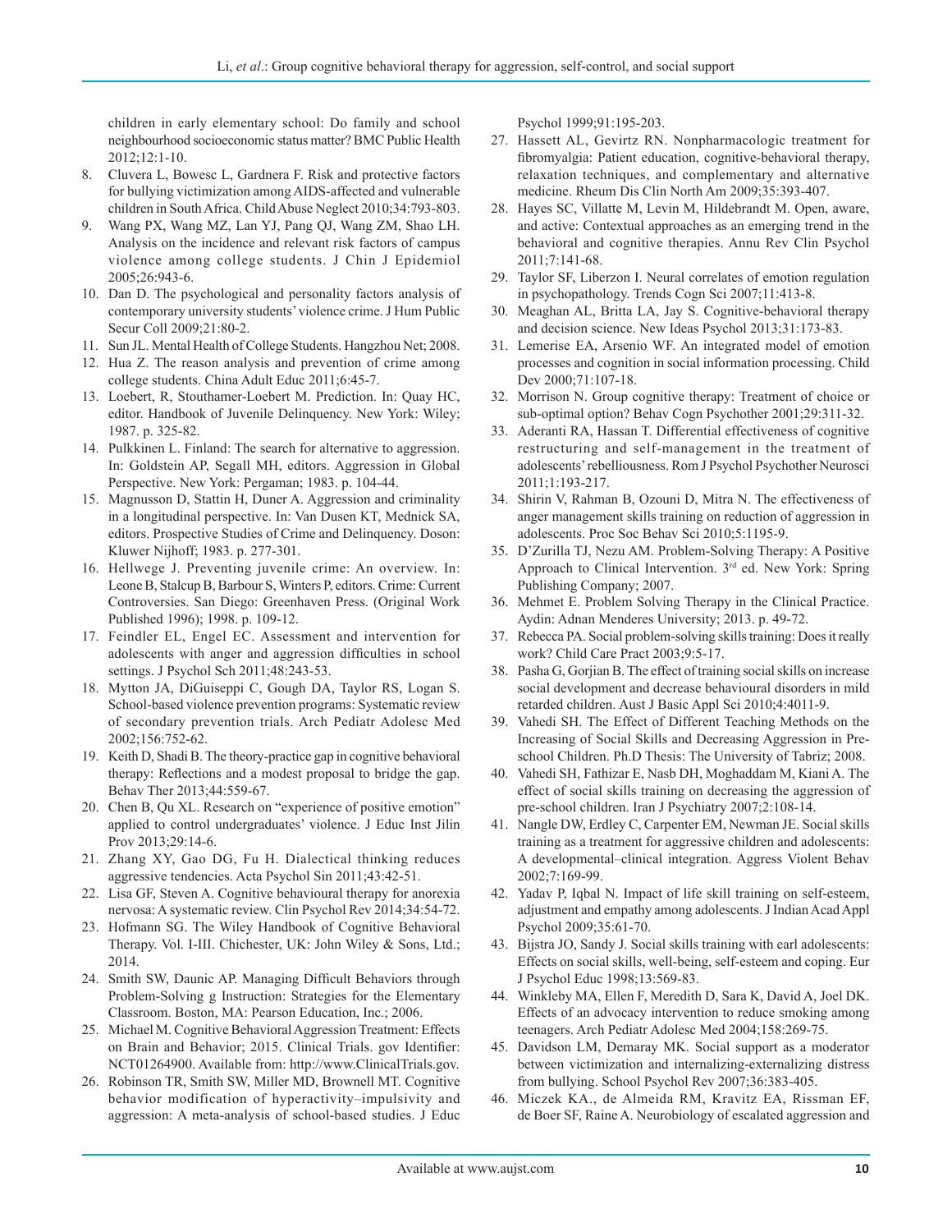children in early elementary school: Do family and school neighbourhood socioeconomic status matter? BMC Public Health 2012;12:1-10.

8. Cluvera L, Bowesc L, Gardnera F. Risk and protective factors for bullying victimization among AIDS-affected and vulnerable children in South Africa. Child Abuse Neglect 2010;34:793-803.
9. Wang PX, Wang MZ, Lan YJ, Pang QJ, Wang ZM, Shao LH. Analysis on the incidence and relevant risk factors of campus violence among college students. J Chin J Epidemiol 2005;26:943-6.
10. Dan D. The psychological and personality factors analysis of contemporary university students' violence crime. J Hum Public Secur Coll 2009;21:80-2.
11. Sun JL. Mental Health of College Students. Hangzhou Net; 2008.
12. Hua Z. The reason analysis and prevention of crime among college students. China Adult Educ 2011;6:45-7.
13. Loebert, R, Stouthamer-Loebert M. Prediction. In: Quay HC, editor. Handbook of Juvenile Delinquency. New York: Wiley; 1987. p. 325-82.
14. Pulkkinen L. Finland: The search for alternative to aggression. In: Goldstein AP, Segall MH, editors. Aggression in Global Perspective. New York: Pergaman; 1983. p. 104-44.
15. Magnusson D, Stattin H, Duner A. Aggression and criminality in a longitudinal perspective. In: Van Dusen KT, Mednick SA, editors. Prospective Studies of Crime and Delinquency. Doson: Kluwer Nijhoff; 1983. p. 277-301.
16. Hellwege J. Preventing juvenile crime: An overview. In: Leone B, Stalcup B, Barbour S, Winters P, editors. Crime: Current Controversies. San Diego: Greenhaven Press. (Original Work Published 1996); 1998. p. 109-12.
17. Feindler EL, Engel EC. Assessment and intervention for adolescents with anger and aggression difficulties in school settings. J Psychol Sch 2011;48:243-53.
18. Mytton JA, DiGuiseppi C, Gough DA, Taylor RS, Logan S. School-based violence prevention programs: Systematic review of secondary prevention trials. Arch Pediatr Adolesc Med 2002;156:752-62.
19. Keith D, Shadi B. The theory-practice gap in cognitive behavioral therapy: Reflections and a modest proposal to bridge the gap. Behav Ther 2013;44:559-67.
20. Chen B, Qu XL. Research on "experience of positive emotion" applied to control undergraduates' violence. J Educ Inst Jilin Prov 2013;29:14-6.
21. Zhang XY, Gao DG, Fu H. Dialectical thinking reduces aggressive tendencies. Acta Psychol Sin 2011;43:42-51.
22. Lisa GF, Steven A. Cognitive behavioural therapy for anorexia nervosa: A systematic review. Clin Psychol Rev 2014;34:54-72.
23. Hofmann SG. The Wiley Handbook of Cognitive Behavioral Therapy. Vol. I-III. Chichester, UK: John Wiley & Sons, Ltd.; 2014.
24. Smith SW, Daunic AP. Managing Difficult Behaviors through Problem-Solving g Instruction: Strategies for the Elementary Classroom. Boston, MA: Pearson Education, Inc.; 2006.
25. Michael M. Cognitive Behavioral Aggression Treatment: Effects on Brain and Behavior; 2015. Clinical Trials. gov Identifier: NCT01264900. Available from: http://www.ClinicalTrials.gov.
26. Robinson TR, Smith SW, Miller MD, Brownell MT. Cognitive behavior modification of hyperactivity–impulsivity and aggression: A meta-analysis of school-based studies. J Educ Psychol 1999;91:195-203.
27. Hassett AL, Gevirtz RN. Nonpharmacologic treatment for fibromyalgia: Patient education, cognitive-behavioral therapy, relaxation techniques, and complementary and alternative medicine. Rheum Dis Clin North Am 2009;35:393-407.
28. Hayes SC, Villatte M, Levin M, Hildebrandt M. Open, aware, and active: Contextual approaches as an emerging trend in the behavioral and cognitive therapies. Annu Rev Clin Psychol 2011;7:141-68.
29. Taylor SF, Liberzon I. Neural correlates of emotion regulation in psychopathology. Trends Cogn Sci 2007;11:413-8.
30. Meaghan AL, Britta LA, Jay S. Cognitive-behavioral therapy and decision science. New Ideas Psychol 2013;31:173-83.
31. Lemerise EA, Arsenio WF. An integrated model of emotion processes and cognition in social information processing. Child Dev 2000;71:107-18.
32. Morrison N. Group cognitive therapy: Treatment of choice or sub-optimal option? Behav Cogn Psychother 2001;29:311-32.
33. Aderanti RA, Hassan T. Differential effectiveness of cognitive restructuring and self-management in the treatment of adolescents' rebelliousness. Rom J Psychol Psychother Neurosci 2011;1:193-217.
34. Shirin V, Rahman B, Ozouni D, Mitra N. The effectiveness of anger management skills training on reduction of aggression in adolescents. Proc Soc Behav Sci 2010;5:1195-9.
35. D'Zurilla TJ, Nezu AM. Problem-Solving Therapy: A Positive Approach to Clinical Intervention. 3rd ed. New York: Spring Publishing Company; 2007.
36. Mehmet E. Problem Solving Therapy in the Clinical Practice. Aydin: Adnan Menderes University; 2013. p. 49-72.
37. Rebecca PA. Social problem-solving skills training: Does it really work? Child Care Pract 2003;9:5-17.
38. Pasha G, Gorjian B. The effect of training social skills on increase social development and decrease behavioural disorders in mild retarded children. Aust J Basic Appl Sci 2010;4:4011-9.
39. Vahedi SH. The Effect of Different Teaching Methods on the Increasing of Social Skills and Decreasing Aggression in Pre-school Children. Ph.D Thesis: The University of Tabriz; 2008.
40. Vahedi SH, Fathizar E, Nasb DH, Moghaddam M, Kiani A. The effect of social skills training on decreasing the aggression of pre-school children. Iran J Psychiatry 2007;2:108-14.
41. Nangle DW, Erdley C, Carpenter EM, Newman JE. Social skills training as a treatment for aggressive children and adolescents: A developmental–clinical integration. Aggress Violent Behav 2002;7:169-99.
42. Yadav P, Iqbal N. Impact of life skill training on self-esteem, adjustment and empathy among adolescents. J Indian Acad Appl Psychol 2009;35:61-70.
43. Bijstra JO, Sandy J. Social skills training with earl adolescents: Effects on social skills, well-being, self-esteem and coping. Eur J Psychol Educ 1998;13:569-83.
44. Winkleby MA, Ellen F, Meredith D, Sara K, David A, Joel DK. Effects of an advocacy intervention to reduce smoking among teenagers. Arch Pediatr Adolesc Med 2004;158:269-75.
45. Davidson LM, Demaray MK. Social support as a moderator between victimization and internalizing-externalizing distress from bullying. School Psychol Rev 2007;36:383-405.
46. Miczek KA., de Almeida RM, Kravitz EA, Rissman EF, de Boer SF, Raine A. Neurobiology of escalated aggression and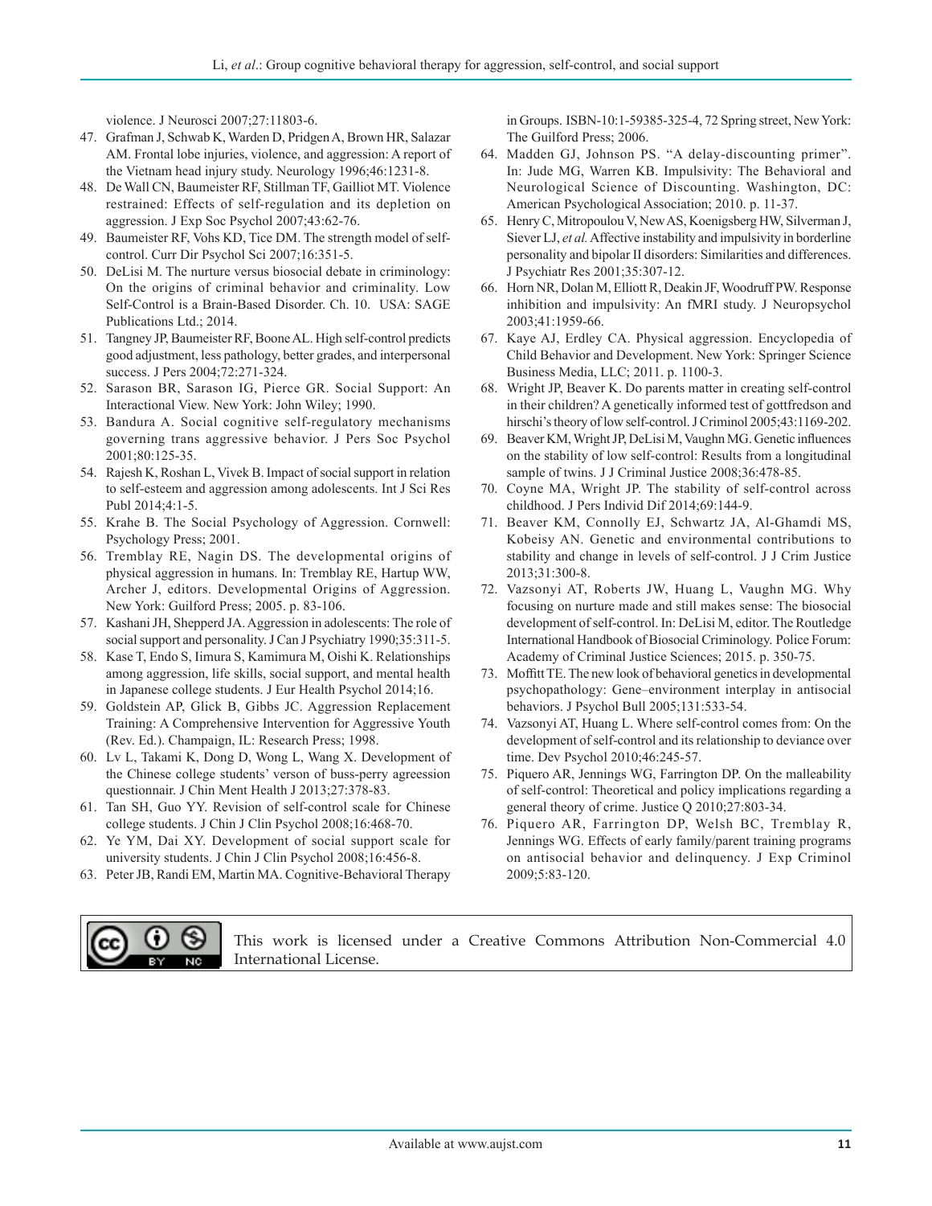violence. J Neurosci 2007;27:11803-6.

47. Grafman J, Schwab K, Warden D, Pridgen A, Brown HR, Salazar AM. Frontal lobe injuries, violence, and aggression: A report of the Vietnam head injury study. Neurology 1996;46:1231-8.
48. De Wall CN, Baumeister RF, Stillman TF, Gailliot MT. Violence restrained: Effects of self-regulation and its depletion on aggression. J Exp Soc Psychol 2007;43:62-76.
49. Baumeister RF, Vohs KD, Tice DM. The strength model of self-control. Curr Dir Psychol Sci 2007;16:351-5.
50. DeLisi M. The nurture versus biosocial debate in criminology: On the origins of criminal behavior and criminality. Low Self-Control is a Brain-Based Disorder. Ch. 10. USA: SAGE Publications Ltd.; 2014.
51. Tangney JP, Baumeister RF, Boone AL. High self-control predicts good adjustment, less pathology, better grades, and interpersonal success. J Pers 2004;72:271-324.
52. Sarason BR, Sarason IG, Pierce GR. Social Support: An Interactional View. New York: John Wiley; 1990.
53. Bandura A. Social cognitive self-regulatory mechanisms governing trans aggressive behavior. J Pers Soc Psychol 2001;80:125-35.
54. Rajesh K, Roshan L, Vivek B. Impact of social support in relation to self-esteem and aggression among adolescents. Int J Sci Res Publ 2014;4:1-5.
55. Krahe B. The Social Psychology of Aggression. Cornwell: Psychology Press; 2001.
56. Tremblay RE, Nagin DS. The developmental origins of physical aggression in humans. In: Tremblay RE, Hartup WW, Archer J, editors. Developmental Origins of Aggression. New York: Guilford Press; 2005. p. 83-106.
57. Kashani JH, Shepperd JA. Aggression in adolescents: The role of social support and personality. J Can J Psychiatry 1990;35:311-5.
58. Kase T, Endo S, Iimura S, Kamimura M, Oishi K. Relationships among aggression, life skills, social support, and mental health in Japanese college students. J Eur Health Psychol 2014;16.
59. Goldstein AP, Glick B, Gibbs JC. Aggression Replacement Training: A Comprehensive Intervention for Aggressive Youth (Rev. Ed.). Champaign, IL: Research Press; 1998.
60. Lv L, Takami K, Dong D, Wong L, Wang X. Development of the Chinese college students' verson of buss-perry agreession questionnait. J Chin Ment Health J 2013;27:378-83.
61. Tan SH, Guo YY. Revision of self-control scale for Chinese college students. J Chin J Clin Psychol 2008;16:468-70.
62. Ye YM, Dai XY. Development of social support scale for university students. J Chin J Clin Psychol 2008;16:456-8.
63. Peter JB, Randi EM, Martin MA. Cognitive-Behavioral Therapy in Groups. ISBN-10:1-59385-325-4, 72 Spring street, New York: The Guilford Press; 2006.
64. Madden GJ, Johnson PS. "A delay-discounting primer". In: Jude MG, Warren KB. Impulsivity: The Behavioral and Neurological Science of Discounting. Washington, DC: American Psychological Association; 2010. p. 11-37.
65. Henry C, Mitropoulou V, New AS, Koenigsberg HW, Silverman J, Siever LJ, *et al.* Affective instability and impulsivity in borderline personality and bipolar II disorders: Similarities and differences. J Psychiatr Res 2001;35:307-12.
66. Horn NR, Dolan M, Elliott R, Deakin JF, Woodruff PW. Response inhibition and impulsivity: An fMRI study. J Neuropsychol 2003;41:1959-66.
67. Kaye AJ, Erdley CA. Physical aggression. Encyclopedia of Child Behavior and Development. New York: Springer Science Business Media, LLC; 2011. p. 1100-3.
68. Wright JP, Beaver K. Do parents matter in creating self-control in their children? A genetically informed test of gottfredson and hirschi's theory of low self-control. J Criminol 2005;43:1169-202.
69. Beaver KM, Wright JP, DeLisi M, Vaughn MG. Genetic influences on the stability of low self-control: Results from a longitudinal sample of twins. J J Criminal Justice 2008;36:478-85.
70. Coyne MA, Wright JP. The stability of self-control across childhood. J Pers Individ Dif 2014;69:144-9.
71. Beaver KM, Connolly EJ, Schwartz JA, Al-Ghamdi MS, Kobeisy AN. Genetic and environmental contributions to stability and change in levels of self-control. J J Crim Justice 2013;31:300-8.
72. Vazsonyi AT, Roberts JW, Huang L, Vaughn MG. Why focusing on nurture made and still makes sense: The biosocial development of self-control. In: DeLisi M, editor. The Routledge International Handbook of Biosocial Criminology. Police Forum: Academy of Criminal Justice Sciences; 2015. p. 350-75.
73. Moffitt TE. The new look of behavioral genetics in developmental psychopathology: Gene–environment interplay in antisocial behaviors. J Psychol Bull 2005;131:533-54.
74. Vazsonyi AT, Huang L. Where self-control comes from: On the development of self-control and its relationship to deviance over time. Dev Psychol 2010;46:245-57.
75. Piquero AR, Jennings WG, Farrington DP. On the malleability of self-control: Theoretical and policy implications regarding a general theory of crime. Justice Q 2010;27:803-34.
76. Piquero AR, Farrington DP, Welsh BC, Tremblay R, Jennings WG. Effects of early family/parent training programs on antisocial behavior and delinquency. J Exp Criminol 2009;5:83-120.

This work is licensed under a Creative Commons Attribution Non-Commercial 4.0 International License.